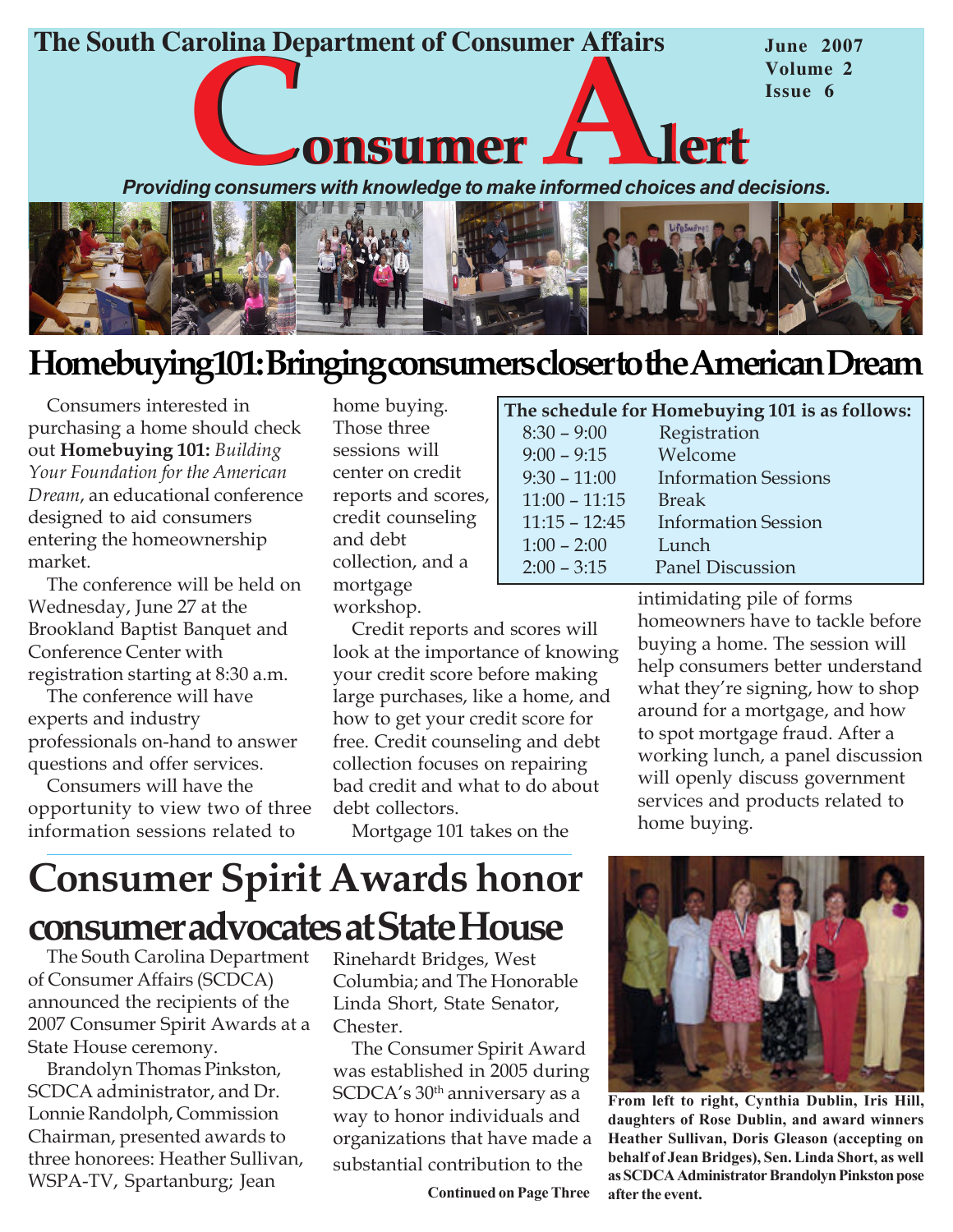The South Carolina Department of Consumer Affairs

June 2007
Volume 2
Issue 6

# Consumer Alert

*Providing consumers with knowledge to make informed choices and decisions.*

## Homebuying 101: Bringing consumers closer to the American Dream

Consumers interested in purchasing a home should check out **Homebuying 101:** *Building Your Foundation for the American Dream*, an educational conference designed to aid consumers entering the homeownership market.

The conference will be held on Wednesday, June 27 at the Brookland Baptist Banquet and Conference Center with registration starting at 8:30 a.m.

The conference will have experts and industry professionals on-hand to answer questions and offer services.

Consumers will have the opportunity to view two of three information sessions related to home buying. Those three sessions will center on credit reports and scores, credit counseling and debt collection, and a mortgage workshop.

Credit reports and scores will look at the importance of knowing your credit score before making large purchases, like a home, and how to get your credit score for free. Credit counseling and debt collection focuses on repairing bad credit and what to do about debt collectors.

Mortgage 101 takes on the intimidating pile of forms homeowners have to tackle before buying a home. The session will help consumers better understand what they're signing, how to shop around for a mortgage, and how to spot mortgage fraud. After a working lunch, a panel discussion will openly discuss government services and products related to home buying.

**The schedule for Homebuying 101 is as follows:**

| Time | Event |
|---|---|
| 8:30 – 9:00 | Registration |
| 9:00 – 9:15 | Welcome |
| 9:30 – 11:00 | Information Sessions |
| 11:00 – 11:15 | Break |
| 11:15 – 12:45 | Information Session |
| 1:00 – 2:00 | Lunch |
| 2:00 – 3:15 | Panel Discussion |

## Consumer Spirit Awards honor consumer advocates at State House

The South Carolina Department of Consumer Affairs (SCDCA) announced the recipients of the 2007 Consumer Spirit Awards at a State House ceremony.

Brandolyn Thomas Pinkston, SCDCA administrator, and Dr. Lonnie Randolph, Commission Chairman, presented awards to three honorees: Heather Sullivan, WSPA-TV, Spartanburg; Jean Rinehardt Bridges, West Columbia; and The Honorable Linda Short, State Senator, Chester.

The Consumer Spirit Award was established in 2005 during SCDCA's 30th anniversary as a way to honor individuals and organizations that have made a substantial contribution to the

**Continued on Page Three**

**From left to right, Cynthia Dublin, Iris Hill, daughters of Rose Dublin, and award winners Heather Sullivan, Doris Gleason (accepting on behalf of Jean Bridges), Sen. Linda Short, as well as SCDCA Administrator Brandolyn Pinkston pose after the event.**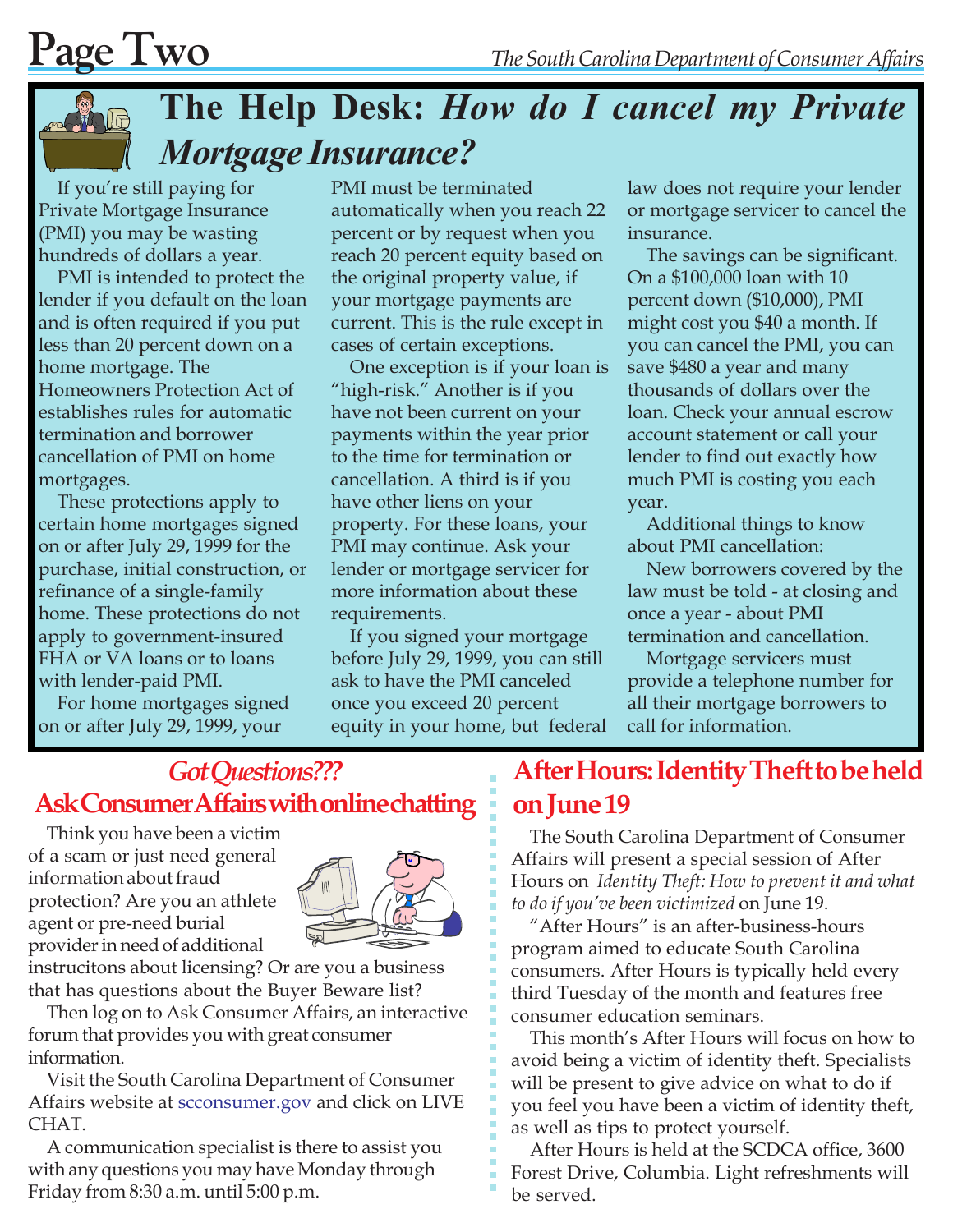# The Help Desk: *How do I cancel my Private Mortgage Insurance?*

If you're still paying for Private Mortgage Insurance (PMI) you may be wasting hundreds of dollars a year.

PMI is intended to protect the lender if you default on the loan and is often required if you put less than 20 percent down on a home mortgage. The Homeowners Protection Act of establishes rules for automatic termination and borrower cancellation of PMI on home mortgages.

These protections apply to certain home mortgages signed on or after July 29, 1999 for the purchase, initial construction, or refinance of a single-family home. These protections do not apply to government-insured FHA or VA loans or to loans with lender-paid PMI.

For home mortgages signed on or after July 29, 1999, your PMI must be terminated automatically when you reach 22 percent or by request when you reach 20 percent equity based on the original property value, if your mortgage payments are current. This is the rule except in cases of certain exceptions.

One exception is if your loan is "high-risk." Another is if you have not been current on your payments within the year prior to the time for termination or cancellation. A third is if you have other liens on your property. For these loans, your PMI may continue. Ask your lender or mortgage servicer for more information about these requirements.

If you signed your mortgage before July 29, 1999, you can still ask to have the PMI canceled once you exceed 20 percent equity in your home, but federal law does not require your lender or mortgage servicer to cancel the insurance.

The savings can be significant. On a $100,000 loan with 10 percent down ($10,000), PMI might cost you $40 a month. If you can cancel the PMI, you can save $480 a year and many thousands of dollars over the loan. Check your annual escrow account statement or call your lender to find out exactly how much PMI is costing you each year.

Additional things to know about PMI cancellation:

New borrowers covered by the law must be told - at closing and once a year - about PMI termination and cancellation.

Mortgage servicers must provide a telephone number for all their mortgage borrowers to call for information.

## *Got Questions???* Ask Consumer Affairs with online chatting

Think you have been a victim of a scam or just need general information about fraud protection? Are you an athlete agent or pre-need burial provider in need of additional instrucitons about licensing? Or are you a business that has questions about the Buyer Beware list?

Then log on to Ask Consumer Affairs, an interactive forum that provides you with great consumer information.

Visit the South Carolina Department of Consumer Affairs website at scconsumer.gov and click on LIVE CHAT.

A communication specialist is there to assist you with any questions you may have Monday through Friday from 8:30 a.m. until 5:00 p.m.

## After Hours: Identity Theft to be held on June 19

The South Carolina Department of Consumer Affairs will present a special session of After Hours on *Identity Theft: How to prevent it and what to do if you've been victimized* on June 19.

"After Hours" is an after-business-hours program aimed to educate South Carolina consumers. After Hours is typically held every third Tuesday of the month and features free consumer education seminars.

This month's After Hours will focus on how to avoid being a victim of identity theft. Specialists will be present to give advice on what to do if you feel you have been a victim of identity theft, as well as tips to protect yourself.

After Hours is held at the SCDCA office, 3600 Forest Drive, Columbia. Light refreshments will be served.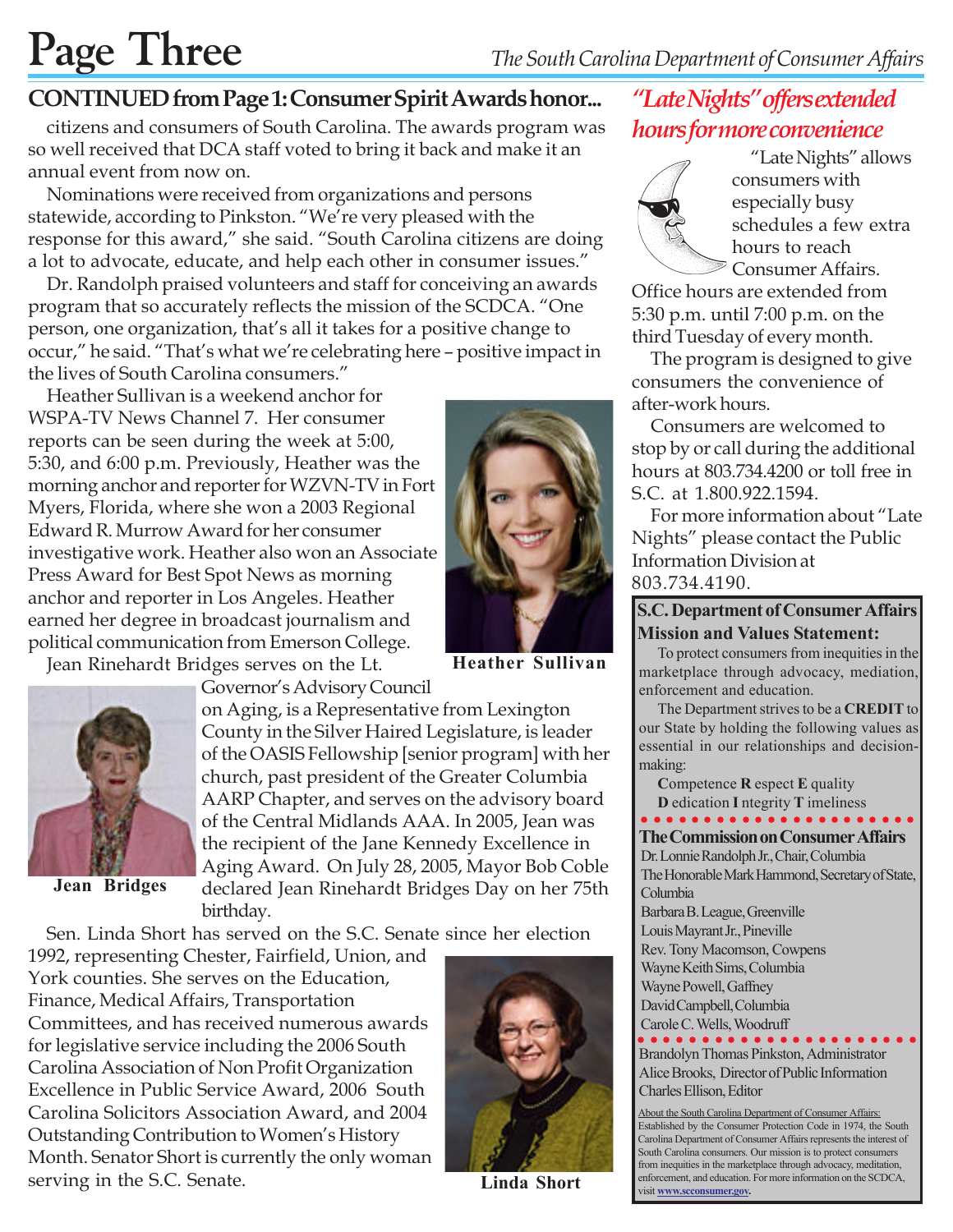## CONTINUED from Page 1: Consumer Spirit Awards honor...

citizens and consumers of South Carolina. The awards program was so well received that DCA staff voted to bring it back and make it an annual event from now on.

Nominations were received from organizations and persons statewide, according to Pinkston. "We're very pleased with the response for this award," she said. "South Carolina citizens are doing a lot to advocate, educate, and help each other in consumer issues."

Dr. Randolph praised volunteers and staff for conceiving an awards program that so accurately reflects the mission of the SCDCA. "One person, one organization, that's all it takes for a positive change to occur," he said. "That's what we're celebrating here – positive impact in the lives of South Carolina consumers."

Heather Sullivan is a weekend anchor for WSPA-TV News Channel 7. Her consumer reports can be seen during the week at 5:00, 5:30, and 6:00 p.m. Previously, Heather was the morning anchor and reporter for WZVN-TV in Fort Myers, Florida, where she won a 2003 Regional Edward R. Murrow Award for her consumer investigative work. Heather also won an Associate Press Award for Best Spot News as morning anchor and reporter in Los Angeles. Heather earned her degree in broadcast journalism and political communication from Emerson College.

Heather Sullivan

Jean Rinehardt Bridges serves on the Lt. Governor's Advisory Council on Aging, is a Representative from Lexington County in the Silver Haired Legislature, is leader of the OASIS Fellowship [senior program] with her church, past president of the Greater Columbia AARP Chapter, and serves on the advisory board of the Central Midlands AAA. In 2005, Jean was the recipient of the Jane Kennedy Excellence in Aging Award. On July 28, 2005, Mayor Bob Coble declared Jean Rinehardt Bridges Day on her 75th birthday.

Jean Bridges

Sen. Linda Short has served on the S.C. Senate since her election 1992, representing Chester, Fairfield, Union, and York counties. She serves on the Education, Finance, Medical Affairs, Transportation Committees, and has received numerous awards for legislative service including the 2006 South Carolina Association of Non Profit Organization Excellence in Public Service Award, 2006 South Carolina Solicitors Association Award, and 2004 Outstanding Contribution to Women's History Month. Senator Short is currently the only woman serving in the S.C. Senate.

Linda Short

## *"Late Nights" offers extended hours for more convenience*

"Late Nights" allows consumers with especially busy schedules a few extra hours to reach Consumer Affairs. Office hours are extended from 5:30 p.m. until 7:00 p.m. on the third Tuesday of every month.

The program is designed to give consumers the convenience of after-work hours.

Consumers are welcomed to stop by or call during the additional hours at 803.734.4200 or toll free in S.C. at 1.800.922.1594.

For more information about "Late Nights" please contact the Public Information Division at 803.734.4190.

### S.C. Department of Consumer Affairs Mission and Values Statement:

To protect consumers from inequities in the marketplace through advocacy, mediation, enforcement and education.

The Department strives to be a **CREDIT** to our State by holding the following values as essential in our relationships and decision-making:

**C**ompetence **R** espect **E** quality
**D** edication **I** ntegrity **T** imeliness

### The Commission on Consumer Affairs

Dr. Lonnie Randolph Jr., Chair, Columbia
The Honorable Mark Hammond, Secretary of State, Columbia
Barbara B. League, Greenville
Louis Mayrant Jr., Pineville
Rev. Tony Macomson, Cowpens
Wayne Keith Sims, Columbia
Wayne Powell, Gaffney
David Campbell, Columbia
Carole C. Wells, Woodruff

Brandolyn Thomas Pinkston, Administrator
Alice Brooks, Director of Public Information
Charles Ellison, Editor

About the South Carolina Department of Consumer Affairs: Established by the Consumer Protection Code in 1974, the South Carolina Department of Consumer Affairs represents the interest of South Carolina consumers. Our mission is to protect consumers from inequities in the marketplace through advocacy, meditation, enforcement, and education. For more information on the SCDCA, visit **www.scconsumer.gov**.